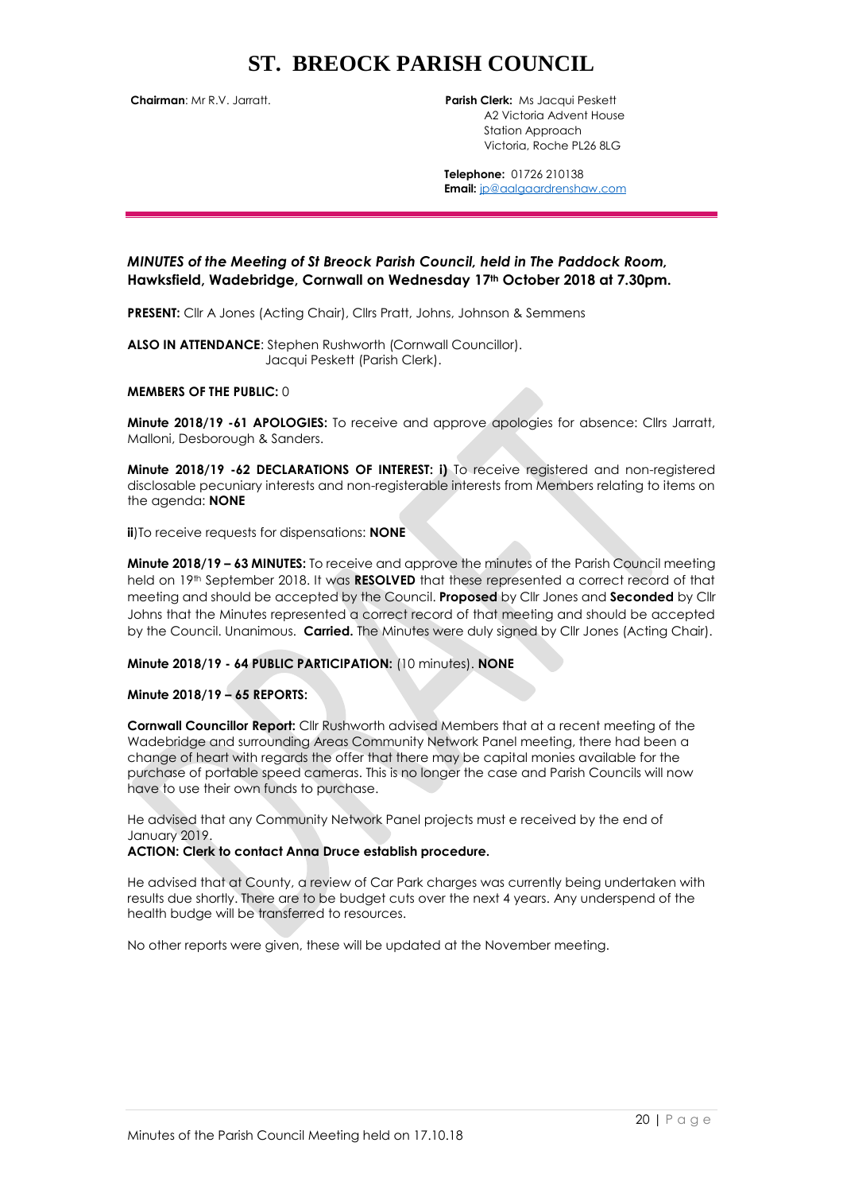# ST. BREOCK PARISH COUNCIL

**Chairman**: Mr R.V. Jarratt.

**Parish Clerk:** Ms Jacqui Peskett
A2 Victoria Advent House
Station Approach
Victoria, Roche PL26 8LG

**Telephone:** 01726 210138
**Email:** jp@aalgaardrenshaw.com

***MINUTES of the Meeting of St Breock Parish Council, held in The Paddock Room,* Hawksfield, Wadebridge, Cornwall on Wednesday 17th October 2018 at 7.30pm.**

**PRESENT:** Cllr A Jones (Acting Chair), Cllrs Pratt, Johns, Johnson & Semmens

**ALSO IN ATTENDANCE**: Stephen Rushworth (Cornwall Councillor).
Jacqui Peskett (Parish Clerk).

**MEMBERS OF THE PUBLIC:** 0

**Minute 2018/19 -61 APOLOGIES:** To receive and approve apologies for absence: Cllrs Jarratt, Malloni, Desborough & Sanders.

**Minute 2018/19 -62 DECLARATIONS OF INTEREST: i)** To receive registered and non-registered disclosable pecuniary interests and non-registerable interests from Members relating to items on the agenda: **NONE**

**ii**)To receive requests for dispensations: **NONE**

**Minute 2018/19 – 63 MINUTES:** To receive and approve the minutes of the Parish Council meeting held on 19th September 2018. It was **RESOLVED** that these represented a correct record of that meeting and should be accepted by the Council. **Proposed** by Cllr Jones and **Seconded** by Cllr Johns that the Minutes represented a correct record of that meeting and should be accepted by the Council. Unanimous. **Carried.** The Minutes were duly signed by Cllr Jones (Acting Chair).

**Minute 2018/19 - 64 PUBLIC PARTICIPATION:** (10 minutes). **NONE**

**Minute 2018/19 – 65 REPORTS:**

**Cornwall Councillor Report:** Cllr Rushworth advised Members that at a recent meeting of the Wadebridge and surrounding Areas Community Network Panel meeting, there had been a change of heart with regards the offer that there may be capital monies available for the purchase of portable speed cameras. This is no longer the case and Parish Councils will now have to use their own funds to purchase.

He advised that any Community Network Panel projects must e received by the end of January 2019.
**ACTION: Clerk to contact Anna Druce establish procedure.**

He advised that at County, a review of Car Park charges was currently being undertaken with results due shortly. There are to be budget cuts over the next 4 years. Any underspend of the health budge will be transferred to resources.

No other reports were given, these will be updated at the November meeting.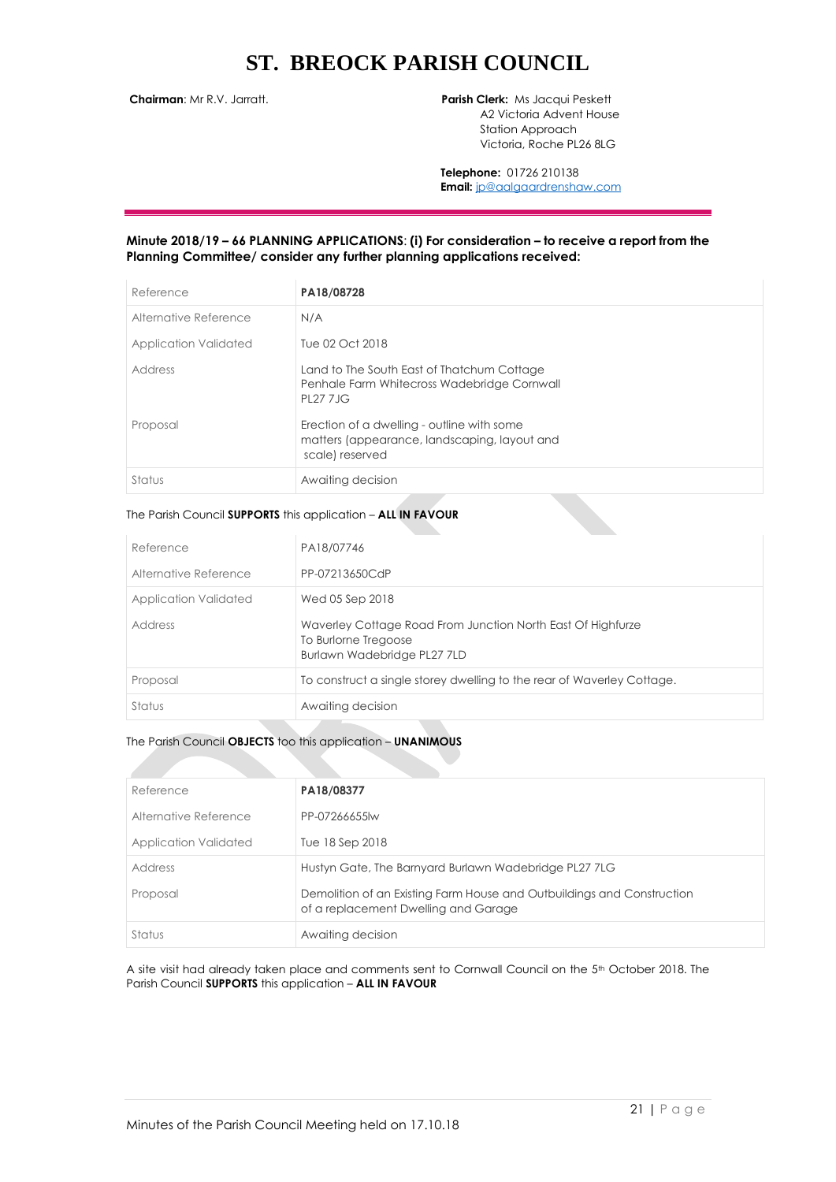# ST. BREOCK PARISH COUNCIL

**Chairman**: Mr R.V. Jarratt.

**Parish Clerk:** Ms Jacqui Peskett
A2 Victoria Advent House
Station Approach
Victoria, Roche PL26 8LG

**Telephone:** 01726 210138
**Email:** jp@aalgaardrenshaw.com

**Minute 2018/19 – 66 PLANNING APPLICATIONS**: **(i) For consideration – to receive a report from the Planning Committee/ consider any further planning applications received:**

| | |
|---|---|
| Reference | **PA18/08728** |
| Alternative Reference | N/A |
| Application Validated | Tue 02 Oct 2018 |
| Address | Land to The South East of Thatchum Cottage Penhale Farm Whitecross Wadebridge Cornwall PL27 7JG |
| Proposal | Erection of a dwelling - outline with some matters (appearance, landscaping, layout and scale) reserved |
| Status | Awaiting decision |

The Parish Council **SUPPORTS** this application – **ALL IN FAVOUR**

| | |
|---|---|
| Reference | PA18/07746 |
| Alternative Reference | PP-07213650CdP |
| Application Validated | Wed 05 Sep 2018 |
| Address | Waverley Cottage Road From Junction North East Of Highfurze To Burlorne Tregoose Burlawn Wadebridge PL27 7LD |
| Proposal | To construct a single storey dwelling to the rear of Waverley Cottage. |
| Status | Awaiting decision |

The Parish Council **OBJECTS** too this application – **UNANIMOUS**

| | |
|---|---|
| Reference | **PA18/08377** |
| Alternative Reference | PP-07266655lw |
| Application Validated | Tue 18 Sep 2018 |
| Address | Hustyn Gate, The Barnyard Burlawn Wadebridge PL27 7LG |
| Proposal | Demolition of an Existing Farm House and Outbuildings and Construction of a replacement Dwelling and Garage |
| Status | Awaiting decision |

A site visit had already taken place and comments sent to Cornwall Council on the 5th October 2018. The Parish Council **SUPPORTS** this application – **ALL IN FAVOUR**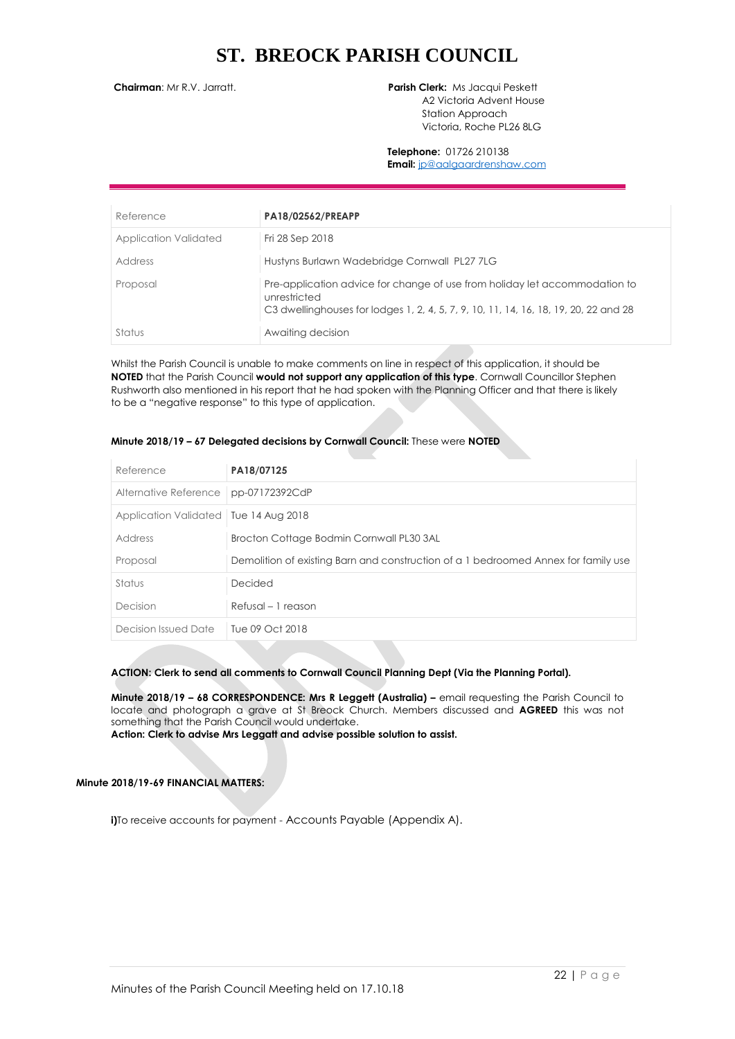# ST. BREOCK PARISH COUNCIL

**Chairman**: Mr R.V. Jarratt.

**Parish Clerk:** Ms Jacqui Peskett
A2 Victoria Advent House
Station Approach
Victoria, Roche PL26 8LG

**Telephone:** 01726 210138
**Email:** jp@aalgaardrenshaw.com

| | |
|---|---|
| Reference | **PA18/02562/PREAPP** |
| Application Validated | Fri 28 Sep 2018 |
| Address | Hustyns Burlawn Wadebridge Cornwall PL27 7LG |
| Proposal | Pre-application advice for change of use from holiday let accommodation to unrestricted C3 dwellinghouses for lodges 1, 2, 4, 5, 7, 9, 10, 11, 14, 16, 18, 19, 20, 22 and 28 |
| Status | Awaiting decision |

Whilst the Parish Council is unable to make comments on line in respect of this application, it should be **NOTED** that the Parish Council **would not support any application of this type**. Cornwall Councillor Stephen Rushworth also mentioned in his report that he had spoken with the Planning Officer and that there is likely to be a "negative response" to this type of application.

**Minute 2018/19 – 67 Delegated decisions by Cornwall Council:** These were **NOTED**

| | |
|---|---|
| Reference | **PA18/07125** |
| Alternative Reference | pp-07172392CdP |
| Application Validated | Tue 14 Aug 2018 |
| Address | Brocton Cottage Bodmin Cornwall PL30 3AL |
| Proposal | Demolition of existing Barn and construction of a 1 bedroomed Annex for family use |
| Status | Decided |
| Decision | Refusal – 1 reason |
| Decision Issued Date | Tue 09 Oct 2018 |

**ACTION: Clerk to send all comments to Cornwall Council Planning Dept (Via the Planning Portal).**

**Minute 2018/19 – 68 CORRESPONDENCE: Mrs R Leggett (Australia) –** email requesting the Parish Council to locate and photograph a grave at St Breock Church. Members discussed and **AGREED** this was not something that the Parish Council would undertake.
**Action: Clerk to advise Mrs Leggatt and advise possible solution to assist.**

**Minute 2018/19-69 FINANCIAL MATTERS:**

**i)**To receive accounts for payment - Accounts Payable (Appendix A).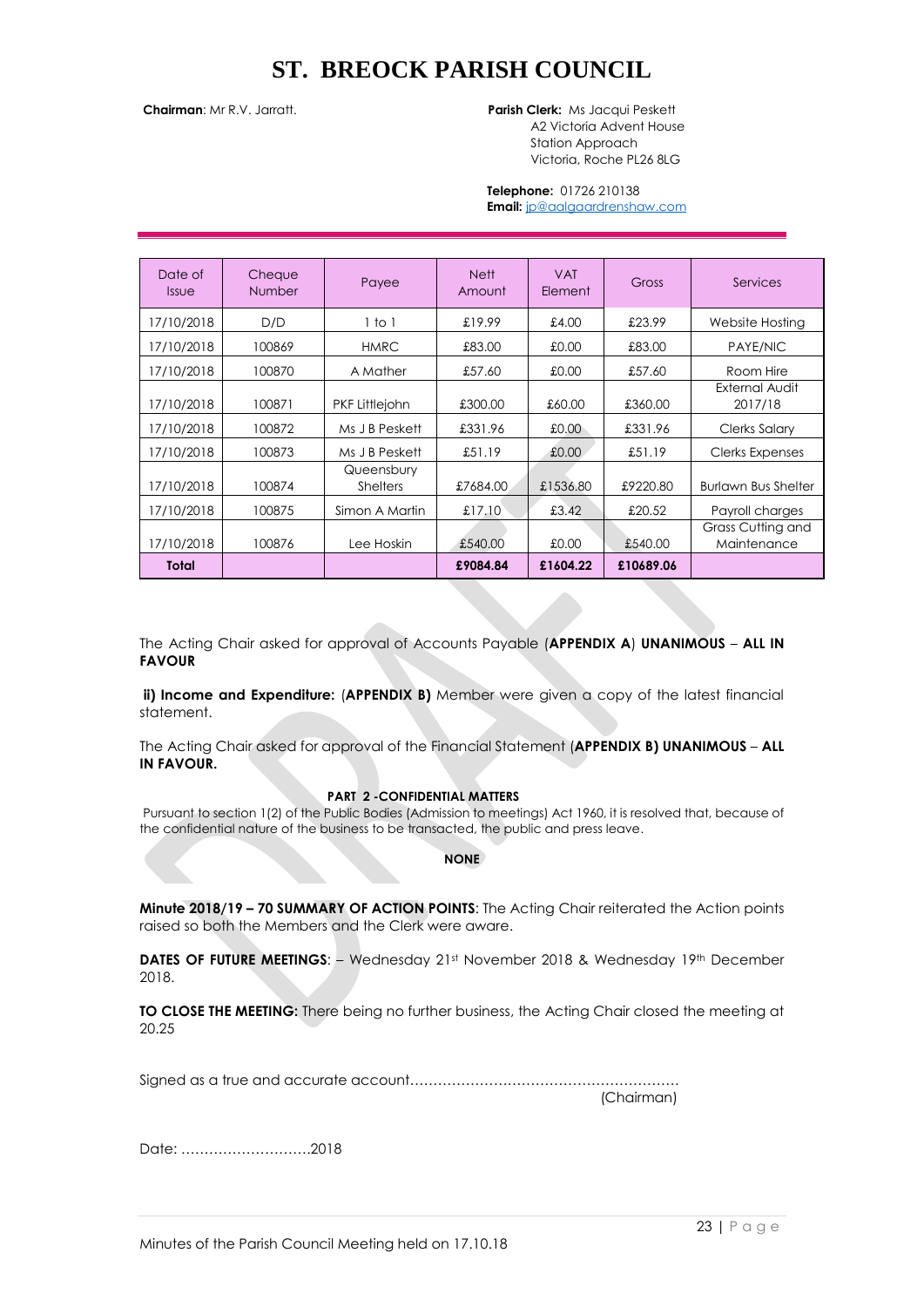# ST. BREOCK PARISH COUNCIL

**Chairman**: Mr R.V. Jarratt.

**Parish Clerk:** Ms Jacqui Peskett
A2 Victoria Advent House
Station Approach
Victoria, Roche PL26 8LG

**Telephone:** 01726 210138
**Email:** jp@aalgaardrenshaw.com

| Date of Issue | Cheque Number | Payee | Nett Amount | VAT Element | Gross | Services |
|---|---|---|---|---|---|---|
| 17/10/2018 | D/D | 1 to 1 | £19.99 | £4.00 | £23.99 | Website Hosting |
| 17/10/2018 | 100869 | HMRC | £83.00 | £0.00 | £83.00 | PAYE/NIC |
| 17/10/2018 | 100870 | A Mather | £57.60 | £0.00 | £57.60 | Room Hire |
| 17/10/2018 | 100871 | PKF Littlejohn | £300.00 | £60.00 | £360.00 | External Audit 2017/18 |
| 17/10/2018 | 100872 | Ms J B Peskett | £331.96 | £0.00 | £331.96 | Clerks Salary |
| 17/10/2018 | 100873 | Ms J B Peskett | £51.19 | £0.00 | £51.19 | Clerks Expenses |
| 17/10/2018 | 100874 | Queensbury Shelters | £7684.00 | £1536.80 | £9220.80 | Burlawn Bus Shelter |
| 17/10/2018 | 100875 | Simon A Martin | £17.10 | £3.42 | £20.52 | Payroll charges |
| 17/10/2018 | 100876 | Lee Hoskin | £540.00 | £0.00 | £540.00 | Grass Cutting and Maintenance |
| **Total** | | | **£9084.84** | **£1604.22** | **£10689.06** | |

The Acting Chair asked for approval of Accounts Payable (**APPENDIX A**) **UNANIMOUS** – **ALL IN FAVOUR**

**ii) Income and Expenditure:** (**APPENDIX B)** Member were given a copy of the latest financial statement.

The Acting Chair asked for approval of the Financial Statement (**APPENDIX B) UNANIMOUS** – **ALL IN FAVOUR.**

**PART 2 -CONFIDENTIAL MATTERS**

Pursuant to section 1(2) of the Public Bodies (Admission to meetings) Act 1960, it is resolved that, because of the confidential nature of the business to be transacted, the public and press leave.

**NONE**

**Minute 2018/19 – 70 SUMMARY OF ACTION POINTS**: The Acting Chair reiterated the Action points raised so both the Members and the Clerk were aware.

**DATES OF FUTURE MEETINGS**: – Wednesday 21st November 2018 & Wednesday 19th December 2018.

**TO CLOSE THE MEETING:** There being no further business, the Acting Chair closed the meeting at 20.25

Signed as a true and accurate account…………………………………………………
(Chairman)

Date: ……………………….2018